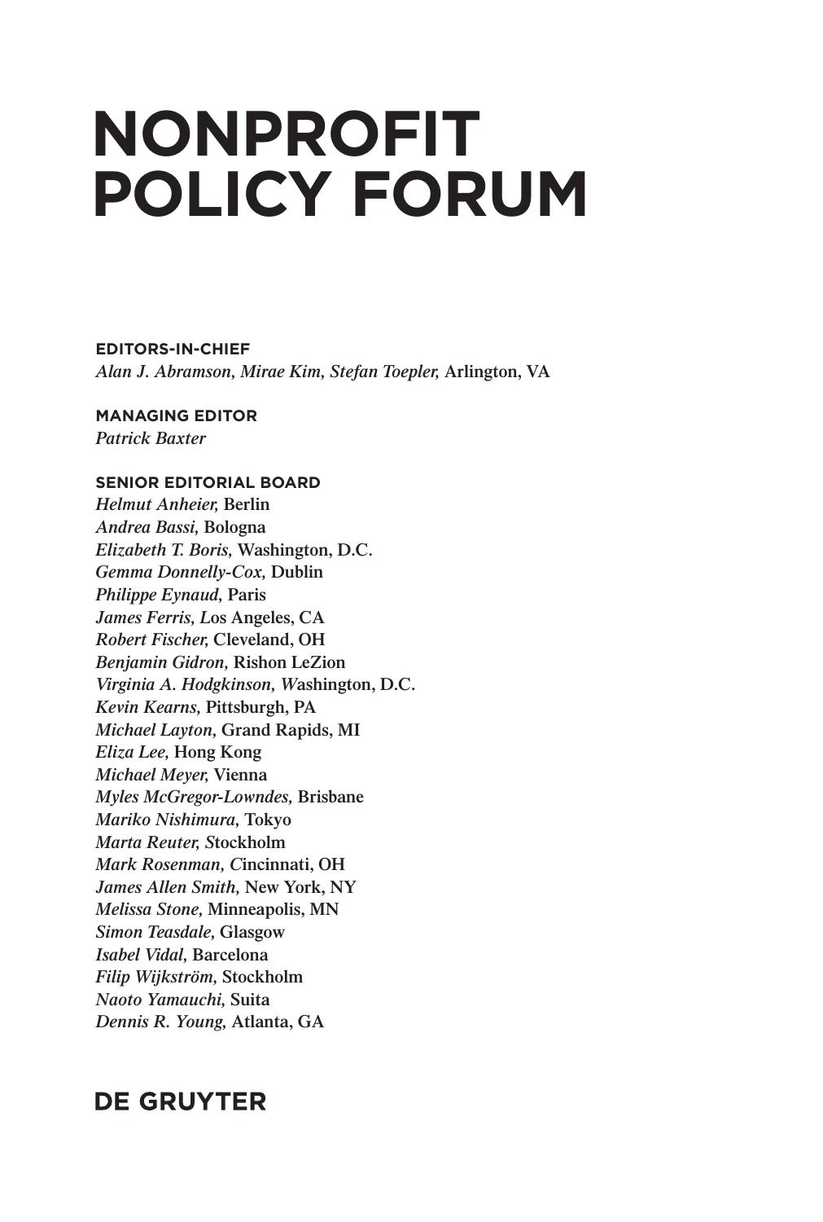# NONPROFIT POLICY FORUM

**EDITORS-IN-CHIEF**

*Alan J. Abramson, Mirae Kim, Stefan Toepler,* Arlington, VA

**MANAGING EDITOR**

*Patrick Baxter*

**SENIOR EDITORIAL BOARD**

*Helmut Anheier,* Berlin
*Andrea Bassi,* Bologna
*Elizabeth T. Boris,* Washington, D.C.
*Gemma Donnelly-Cox,* Dublin
*Philippe Eynaud,* Paris
*James Ferris,* Los Angeles, CA
*Robert Fischer,* Cleveland, OH
*Benjamin Gidron,* Rishon LeZion
*Virginia A. Hodgkinson,* Washington, D.C.
*Kevin Kearns,* Pittsburgh, PA
*Michael Layton,* Grand Rapids, MI
*Eliza Lee,* Hong Kong
*Michael Meyer,* Vienna
*Myles McGregor-Lowndes,* Brisbane
*Mariko Nishimura,* Tokyo
*Marta Reuter,* Stockholm
*Mark Rosenman,* Cincinnati, OH
*James Allen Smith,* New York, NY
*Melissa Stone,* Minneapolis, MN
*Simon Teasdale,* Glasgow
*Isabel Vidal,* Barcelona
*Filip Wijkström,* Stockholm
*Naoto Yamauchi,* Suita
*Dennis R. Young,* Atlanta, GA

**DE GRUYTER**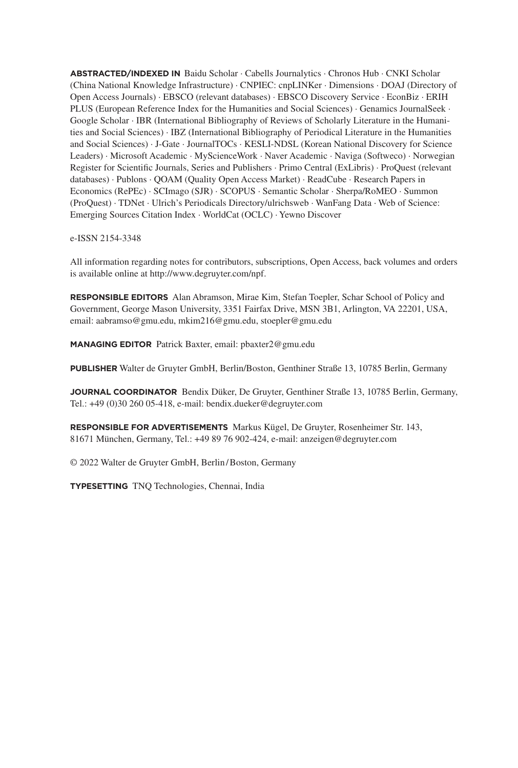**ABSTRACTED/INDEXED IN** Baidu Scholar · Cabells Journalytics · Chronos Hub · CNKI Scholar (China National Knowledge Infrastructure) · CNPIEC: cnpLINKer · Dimensions · DOAJ (Directory of Open Access Journals) · EBSCO (relevant databases) · EBSCO Discovery Service · EconBiz · ERIH PLUS (European Reference Index for the Humanities and Social Sciences) · Genamics JournalSeek · Google Scholar · IBR (International Bibliography of Reviews of Scholarly Literature in the Humanities and Social Sciences) · IBZ (International Bibliography of Periodical Literature in the Humanities and Social Sciences) · J-Gate · JournalTOCs · KESLI-NDSL (Korean National Discovery for Science Leaders) · Microsoft Academic · MyScienceWork · Naver Academic · Naviga (Softweco) · Norwegian Register for Scientific Journals, Series and Publishers · Primo Central (ExLibris) · ProQuest (relevant databases) · Publons · QOAM (Quality Open Access Market) · ReadCube · Research Papers in Economics (RePEc) · SCImago (SJR) · SCOPUS · Semantic Scholar · Sherpa/RoMEO · Summon (ProQuest) · TDNet · Ulrich's Periodicals Directory/ulrichsweb · WanFang Data · Web of Science: Emerging Sources Citation Index · WorldCat (OCLC) · Yewno Discover

e-ISSN 2154-3348

All information regarding notes for contributors, subscriptions, Open Access, back volumes and orders is available online at http://www.degruyter.com/npf.

**RESPONSIBLE EDITORS** Alan Abramson, Mirae Kim, Stefan Toepler, Schar School of Policy and Government, George Mason University, 3351 Fairfax Drive, MSN 3B1, Arlington, VA 22201, USA, email: aabramso@gmu.edu, mkim216@gmu.edu, stoepler@gmu.edu

**MANAGING EDITOR** Patrick Baxter, email: pbaxter2@gmu.edu

**PUBLISHER** Walter de Gruyter GmbH, Berlin/Boston, Genthiner Straße 13, 10785 Berlin, Germany

**JOURNAL COORDINATOR** Bendix Düker, De Gruyter, Genthiner Straße 13, 10785 Berlin, Germany, Tel.: +49 (0)30 260 05-418, e-mail: bendix.dueker@degruyter.com

**RESPONSIBLE FOR ADVERTISEMENTS** Markus Kügel, De Gruyter, Rosenheimer Str. 143, 81671 München, Germany, Tel.: +49 89 76 902-424, e-mail: anzeigen@degruyter.com

© 2022 Walter de Gruyter GmbH, Berlin/Boston, Germany

**TYPESETTING** TNQ Technologies, Chennai, India